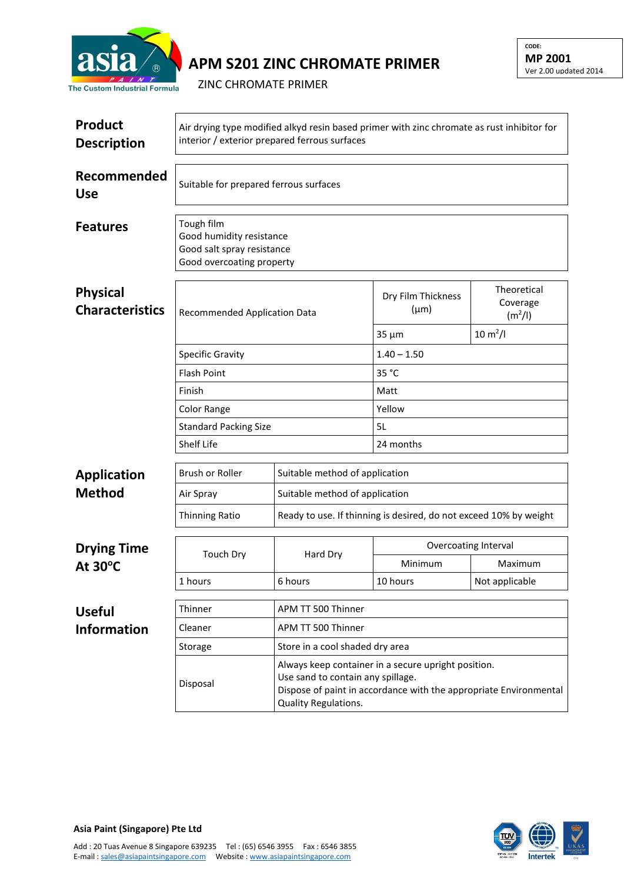# APM S201 ZINC CHROMATE PRIMER

ZINC CHROMATE PRIMER

CODE:
**MP 2001**
Ver 2.00 updated 2014

## Product Description

Air drying type modified alkyd resin based primer with zinc chromate as rust inhibitor for interior / exterior prepared ferrous surfaces

## Recommended Use

Suitable for prepared ferrous surfaces

## Features

Tough film
Good humidity resistance
Good salt spray resistance
Good overcoating property

## Physical Characteristics

| Recommended Application Data | Dry Film Thickness (µm) | Theoretical Coverage ($m^2/l$) |
|---|---|---|
| | 35 µm | 10 $m^2/l$ |
| Specific Gravity | 1.40 – 1.50 | |
| Flash Point | 35 °C | |
| Finish | Matt | |
| Color Range | Yellow | |
| Standard Packing Size | 5L | |
| Shelf Life | 24 months | |

## Application Method

| | |
|---|---|
| Brush or Roller | Suitable method of application |
| Air Spray | Suitable method of application |
| Thinning Ratio | Ready to use. If thinning is desired, do not exceed 10% by weight |

## Drying Time At 30°C

| Touch Dry | Hard Dry | Overcoating Interval | |
|---|---|---|---|
| | | Minimum | Maximum |
| 1 hours | 6 hours | 10 hours | Not applicable |

## Useful Information

| | |
|---|---|
| Thinner | APM TT 500 Thinner |
| Cleaner | APM TT 500 Thinner |
| Storage | Store in a cool shaded dry area |
| Disposal | Always keep container in a secure upright position.<br>Use sand to contain any spillage.<br>Dispose of paint in accordance with the appropriate Environmental Quality Regulations. |

**Asia Paint (Singapore) Pte Ltd**

Add : 20 Tuas Avenue 8 Singapore 639235 Tel : (65) 6546 3955 Fax : 6546 3855
E-mail : sales@asiapaintsingapore.com Website : www.asiapaintsingapore.com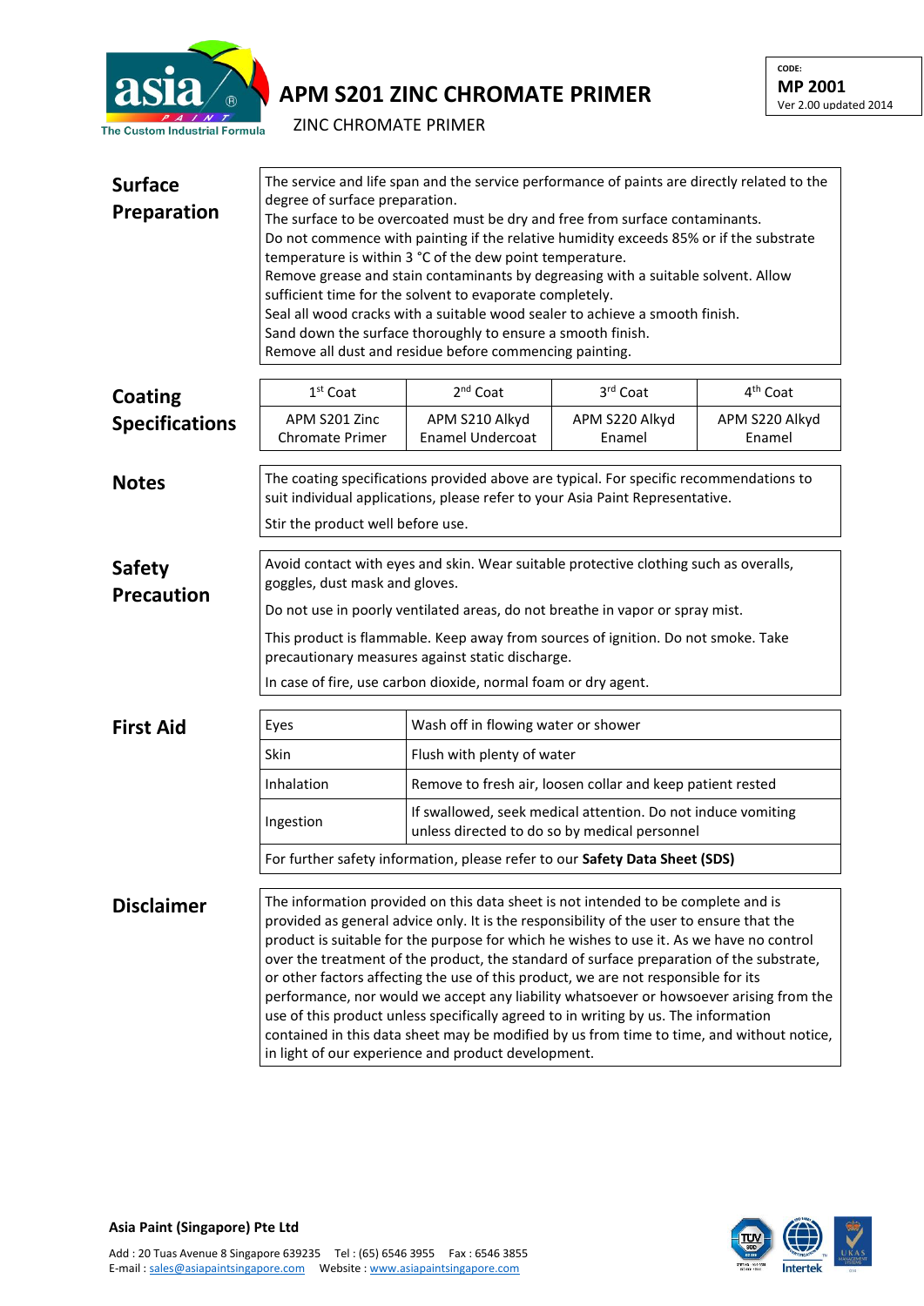# APM S201 ZINC CHROMATE PRIMER

ZINC CHROMATE PRIMER

CODE:
**MP 2001**
Ver 2.00 updated 2014

## Surface Preparation

The service and life span and the service performance of paints are directly related to the degree of surface preparation.
The surface to be overcoated must be dry and free from surface contaminants.
Do not commence with painting if the relative humidity exceeds 85% or if the substrate temperature is within 3 °C of the dew point temperature.
Remove grease and stain contaminants by degreasing with a suitable solvent. Allow sufficient time for the solvent to evaporate completely.
Seal all wood cracks with a suitable wood sealer to achieve a smooth finish.
Sand down the surface thoroughly to ensure a smooth finish.
Remove all dust and residue before commencing painting.

## Coating Specifications

| 1st Coat | 2nd Coat | 3rd Coat | 4th Coat |
|---|---|---|---|
| APM S201 Zinc Chromate Primer | APM S210 Alkyd Enamel Undercoat | APM S220 Alkyd Enamel | APM S220 Alkyd Enamel |

## Notes

The coating specifications provided above are typical. For specific recommendations to suit individual applications, please refer to your Asia Paint Representative.

Stir the product well before use.

## Safety Precaution

Avoid contact with eyes and skin. Wear suitable protective clothing such as overalls, goggles, dust mask and gloves.

Do not use in poorly ventilated areas, do not breathe in vapor or spray mist.

This product is flammable. Keep away from sources of ignition. Do not smoke. Take precautionary measures against static discharge.

In case of fire, use carbon dioxide, normal foam or dry agent.

## First Aid

| | |
|---|---|
| Eyes | Wash off in flowing water or shower |
| Skin | Flush with plenty of water |
| Inhalation | Remove to fresh air, loosen collar and keep patient rested |
| Ingestion | If swallowed, seek medical attention. Do not induce vomiting unless directed to do so by medical personnel |

For further safety information, please refer to our **Safety Data Sheet (SDS)**

## Disclaimer

The information provided on this data sheet is not intended to be complete and is provided as general advice only. It is the responsibility of the user to ensure that the product is suitable for the purpose for which he wishes to use it. As we have no control over the treatment of the product, the standard of surface preparation of the substrate, or other factors affecting the use of this product, we are not responsible for its performance, nor would we accept any liability whatsoever or howsoever arising from the use of this product unless specifically agreed to in writing by us. The information contained in this data sheet may be modified by us from time to time, and without notice, in light of our experience and product development.

**Asia Paint (Singapore) Pte Ltd**

Add : 20 Tuas Avenue 8 Singapore 639235 Tel : (65) 6546 3955 Fax : 6546 3855
E-mail : sales@asiapaintsingapore.com Website : www.asiapaintsingapore.com